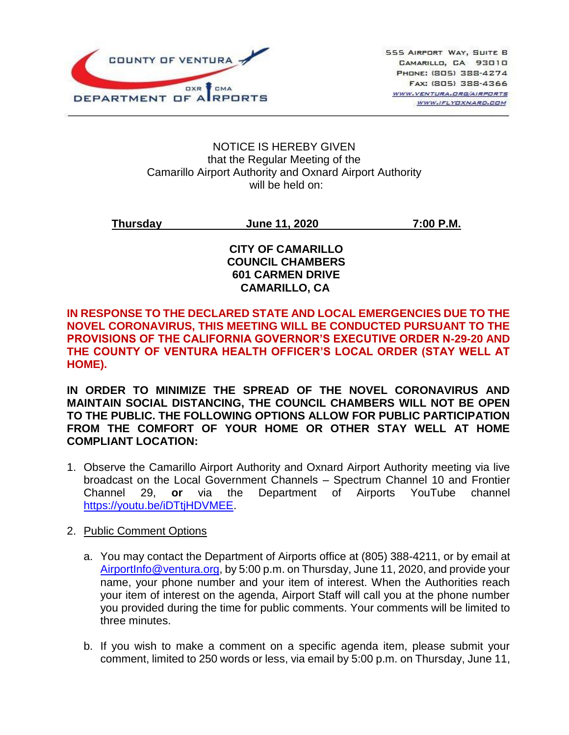COUNTY OF VENTURA
DEPARTMENT OF AIRPORTS
OXR CMA

555 Airport Way, Suite B
Camarillo, CA 93010
Phone: (805) 388-4274
Fax: (805) 388-4366
www.ventura.org/airports
www.iflyoxnard.com

NOTICE IS HEREBY GIVEN
that the Regular Meeting of the
Camarillo Airport Authority and Oxnard Airport Authority
will be held on:

**Thursday** **June 11, 2020** **7:00 P.M.**

**CITY OF CAMARILLO**
**COUNCIL CHAMBERS**
**601 CARMEN DRIVE**
**CAMARILLO, CA**

**IN RESPONSE TO THE DECLARED STATE AND LOCAL EMERGENCIES DUE TO THE NOVEL CORONAVIRUS, THIS MEETING WILL BE CONDUCTED PURSUANT TO THE PROVISIONS OF THE CALIFORNIA GOVERNOR'S EXECUTIVE ORDER N-29-20 AND THE COUNTY OF VENTURA HEALTH OFFICER'S LOCAL ORDER (STAY WELL AT HOME).**

**IN ORDER TO MINIMIZE THE SPREAD OF THE NOVEL CORONAVIRUS AND MAINTAIN SOCIAL DISTANCING, THE COUNCIL CHAMBERS WILL NOT BE OPEN TO THE PUBLIC. THE FOLLOWING OPTIONS ALLOW FOR PUBLIC PARTICIPATION FROM THE COMFORT OF YOUR HOME OR OTHER STAY WELL AT HOME COMPLIANT LOCATION:**

1. Observe the Camarillo Airport Authority and Oxnard Airport Authority meeting via live broadcast on the Local Government Channels – Spectrum Channel 10 and Frontier Channel 29, **or** via the Department of Airports YouTube channel https://youtu.be/iDTtjHDVMEE.

2. Public Comment Options

   a. You may contact the Department of Airports office at (805) 388-4211, or by email at AirportInfo@ventura.org, by 5:00 p.m. on Thursday, June 11, 2020, and provide your name, your phone number and your item of interest. When the Authorities reach your item of interest on the agenda, Airport Staff will call you at the phone number you provided during the time for public comments. Your comments will be limited to three minutes.

   b. If you wish to make a comment on a specific agenda item, please submit your comment, limited to 250 words or less, via email by 5:00 p.m. on Thursday, June 11,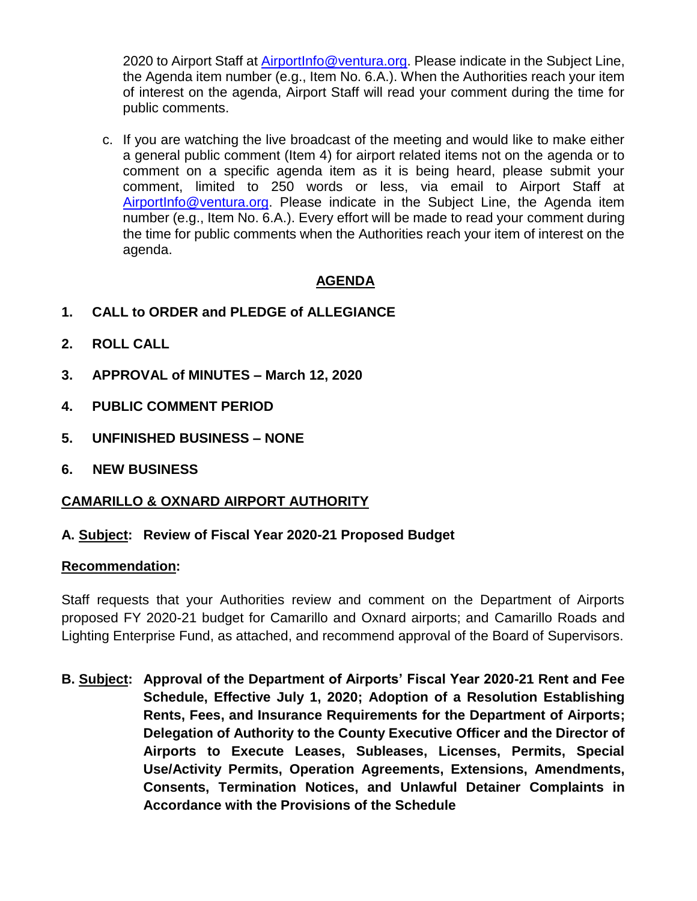2020 to Airport Staff at AirportInfo@ventura.org. Please indicate in the Subject Line, the Agenda item number (e.g., Item No. 6.A.). When the Authorities reach your item of interest on the agenda, Airport Staff will read your comment during the time for public comments.

c. If you are watching the live broadcast of the meeting and would like to make either a general public comment (Item 4) for airport related items not on the agenda or to comment on a specific agenda item as it is being heard, please submit your comment, limited to 250 words or less, via email to Airport Staff at AirportInfo@ventura.org. Please indicate in the Subject Line, the Agenda item number (e.g., Item No. 6.A.). Every effort will be made to read your comment during the time for public comments when the Authorities reach your item of interest on the agenda.

## AGENDA

**1. CALL to ORDER and PLEDGE of ALLEGIANCE**

**2. ROLL CALL**

**3. APPROVAL of MINUTES – March 12, 2020**

**4. PUBLIC COMMENT PERIOD**

**5. UNFINISHED BUSINESS – NONE**

**6. NEW BUSINESS**

### CAMARILLO & OXNARD AIRPORT AUTHORITY

**A. Subject: Review of Fiscal Year 2020-21 Proposed Budget**

**Recommendation:**

Staff requests that your Authorities review and comment on the Department of Airports proposed FY 2020-21 budget for Camarillo and Oxnard airports; and Camarillo Roads and Lighting Enterprise Fund, as attached, and recommend approval of the Board of Supervisors.

**B. Subject: Approval of the Department of Airports' Fiscal Year 2020-21 Rent and Fee Schedule, Effective July 1, 2020; Adoption of a Resolution Establishing Rents, Fees, and Insurance Requirements for the Department of Airports; Delegation of Authority to the County Executive Officer and the Director of Airports to Execute Leases, Subleases, Licenses, Permits, Special Use/Activity Permits, Operation Agreements, Extensions, Amendments, Consents, Termination Notices, and Unlawful Detainer Complaints in Accordance with the Provisions of the Schedule**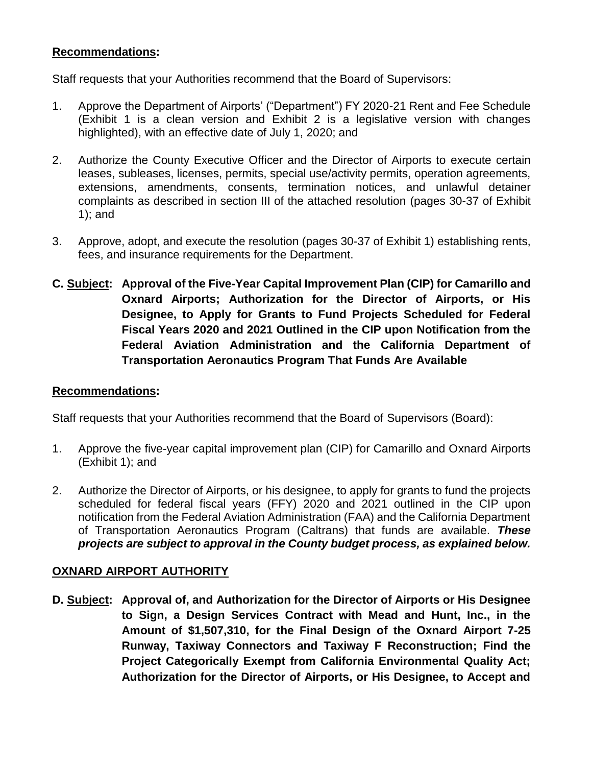**Recommendations:**

Staff requests that your Authorities recommend that the Board of Supervisors:

1. Approve the Department of Airports' ("Department") FY 2020-21 Rent and Fee Schedule (Exhibit 1 is a clean version and Exhibit 2 is a legislative version with changes highlighted), with an effective date of July 1, 2020; and

2. Authorize the County Executive Officer and the Director of Airports to execute certain leases, subleases, licenses, permits, special use/activity permits, operation agreements, extensions, amendments, consents, termination notices, and unlawful detainer complaints as described in section III of the attached resolution (pages 30-37 of Exhibit 1); and

3. Approve, adopt, and execute the resolution (pages 30-37 of Exhibit 1) establishing rents, fees, and insurance requirements for the Department.

**C. Subject: Approval of the Five-Year Capital Improvement Plan (CIP) for Camarillo and Oxnard Airports; Authorization for the Director of Airports, or His Designee, to Apply for Grants to Fund Projects Scheduled for Federal Fiscal Years 2020 and 2021 Outlined in the CIP upon Notification from the Federal Aviation Administration and the California Department of Transportation Aeronautics Program That Funds Are Available**

**Recommendations:**

Staff requests that your Authorities recommend that the Board of Supervisors (Board):

1. Approve the five-year capital improvement plan (CIP) for Camarillo and Oxnard Airports (Exhibit 1); and

2. Authorize the Director of Airports, or his designee, to apply for grants to fund the projects scheduled for federal fiscal years (FFY) 2020 and 2021 outlined in the CIP upon notification from the Federal Aviation Administration (FAA) and the California Department of Transportation Aeronautics Program (Caltrans) that funds are available. ***These projects are subject to approval in the County budget process, as explained below.***

**OXNARD AIRPORT AUTHORITY**

**D. Subject: Approval of, and Authorization for the Director of Airports or His Designee to Sign, a Design Services Contract with Mead and Hunt, Inc., in the Amount of $1,507,310, for the Final Design of the Oxnard Airport 7-25 Runway, Taxiway Connectors and Taxiway F Reconstruction; Find the Project Categorically Exempt from California Environmental Quality Act; Authorization for the Director of Airports, or His Designee, to Accept and**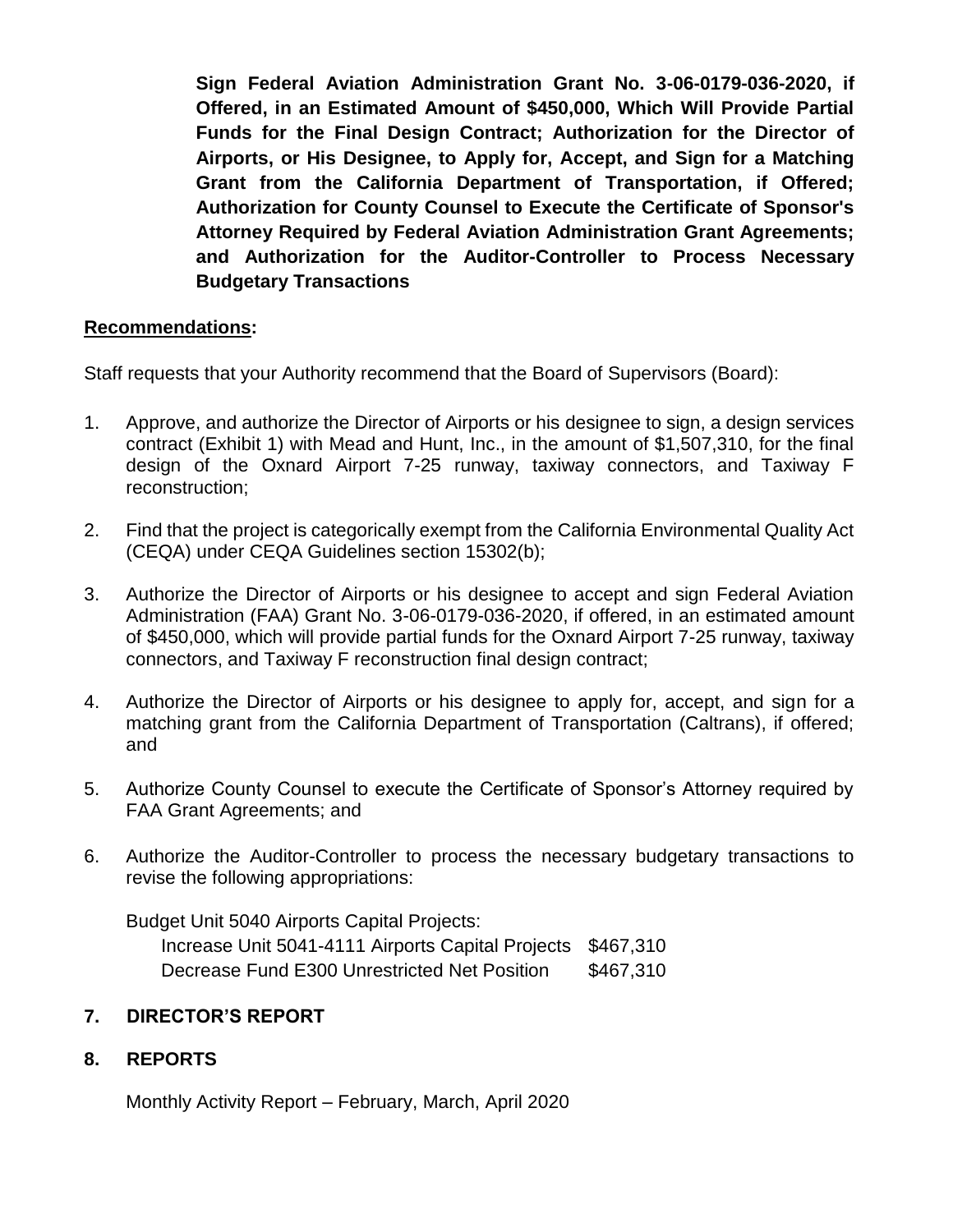**Sign Federal Aviation Administration Grant No. 3-06-0179-036-2020, if Offered, in an Estimated Amount of $450,000, Which Will Provide Partial Funds for the Final Design Contract; Authorization for the Director of Airports, or His Designee, to Apply for, Accept, and Sign for a Matching Grant from the California Department of Transportation, if Offered; Authorization for County Counsel to Execute the Certificate of Sponsor's Attorney Required by Federal Aviation Administration Grant Agreements; and Authorization for the Auditor-Controller to Process Necessary Budgetary Transactions**

**Recommendations:**

Staff requests that your Authority recommend that the Board of Supervisors (Board):

1. Approve, and authorize the Director of Airports or his designee to sign, a design services contract (Exhibit 1) with Mead and Hunt, Inc., in the amount of $1,507,310, for the final design of the Oxnard Airport 7-25 runway, taxiway connectors, and Taxiway F reconstruction;

2. Find that the project is categorically exempt from the California Environmental Quality Act (CEQA) under CEQA Guidelines section 15302(b);

3. Authorize the Director of Airports or his designee to accept and sign Federal Aviation Administration (FAA) Grant No. 3-06-0179-036-2020, if offered, in an estimated amount of $450,000, which will provide partial funds for the Oxnard Airport 7-25 runway, taxiway connectors, and Taxiway F reconstruction final design contract;

4. Authorize the Director of Airports or his designee to apply for, accept, and sign for a matching grant from the California Department of Transportation (Caltrans), if offered; and

5. Authorize County Counsel to execute the Certificate of Sponsor's Attorney required by FAA Grant Agreements; and

6. Authorize the Auditor-Controller to process the necessary budgetary transactions to revise the following appropriations:

   Budget Unit 5040 Airports Capital Projects:
   Increase Unit 5041-4111 Airports Capital Projects $467,310
   Decrease Fund E300 Unrestricted Net Position $467,310

## 7. DIRECTOR'S REPORT

## 8. REPORTS

Monthly Activity Report – February, March, April 2020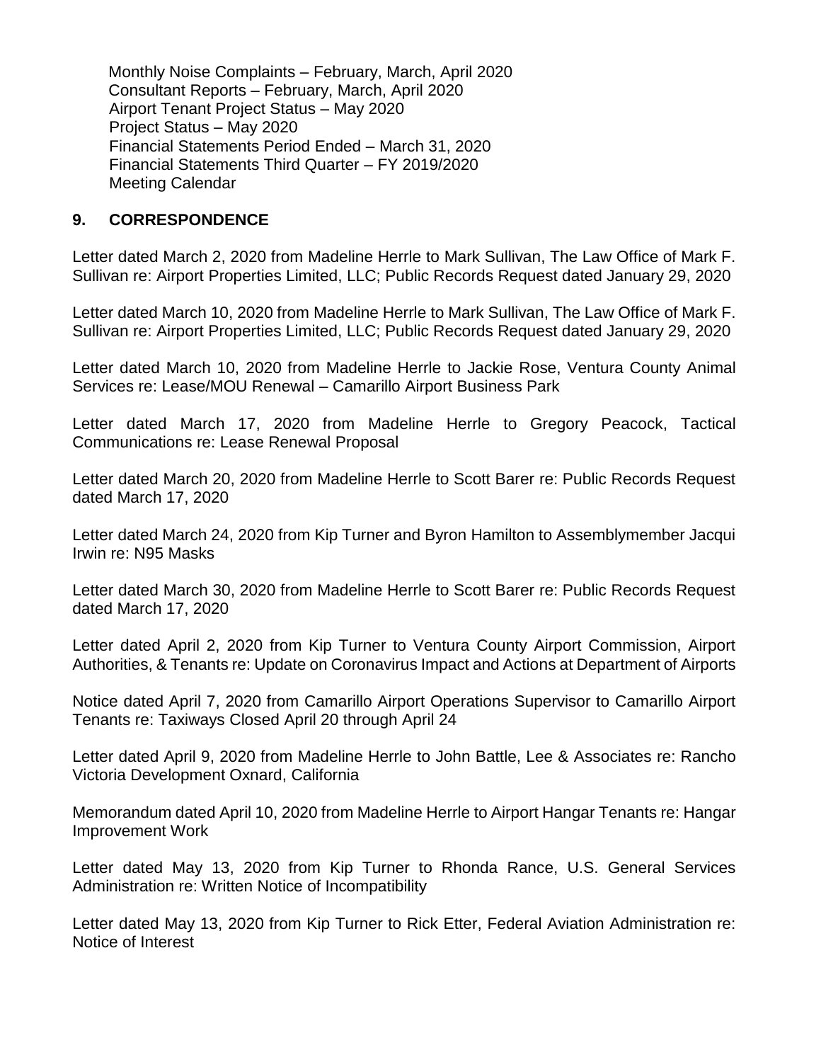Monthly Noise Complaints – February, March, April 2020
Consultant Reports – February, March, April 2020
Airport Tenant Project Status – May 2020
Project Status – May 2020
Financial Statements Period Ended – March 31, 2020
Financial Statements Third Quarter – FY 2019/2020
Meeting Calendar

## 9. CORRESPONDENCE

Letter dated March 2, 2020 from Madeline Herrle to Mark Sullivan, The Law Office of Mark F. Sullivan re: Airport Properties Limited, LLC; Public Records Request dated January 29, 2020

Letter dated March 10, 2020 from Madeline Herrle to Mark Sullivan, The Law Office of Mark F. Sullivan re: Airport Properties Limited, LLC; Public Records Request dated January 29, 2020

Letter dated March 10, 2020 from Madeline Herrle to Jackie Rose, Ventura County Animal Services re: Lease/MOU Renewal – Camarillo Airport Business Park

Letter dated March 17, 2020 from Madeline Herrle to Gregory Peacock, Tactical Communications re: Lease Renewal Proposal

Letter dated March 20, 2020 from Madeline Herrle to Scott Barer re: Public Records Request dated March 17, 2020

Letter dated March 24, 2020 from Kip Turner and Byron Hamilton to Assemblymember Jacqui Irwin re: N95 Masks

Letter dated March 30, 2020 from Madeline Herrle to Scott Barer re: Public Records Request dated March 17, 2020

Letter dated April 2, 2020 from Kip Turner to Ventura County Airport Commission, Airport Authorities, & Tenants re: Update on Coronavirus Impact and Actions at Department of Airports

Notice dated April 7, 2020 from Camarillo Airport Operations Supervisor to Camarillo Airport Tenants re: Taxiways Closed April 20 through April 24

Letter dated April 9, 2020 from Madeline Herrle to John Battle, Lee & Associates re: Rancho Victoria Development Oxnard, California

Memorandum dated April 10, 2020 from Madeline Herrle to Airport Hangar Tenants re: Hangar Improvement Work

Letter dated May 13, 2020 from Kip Turner to Rhonda Rance, U.S. General Services Administration re: Written Notice of Incompatibility

Letter dated May 13, 2020 from Kip Turner to Rick Etter, Federal Aviation Administration re: Notice of Interest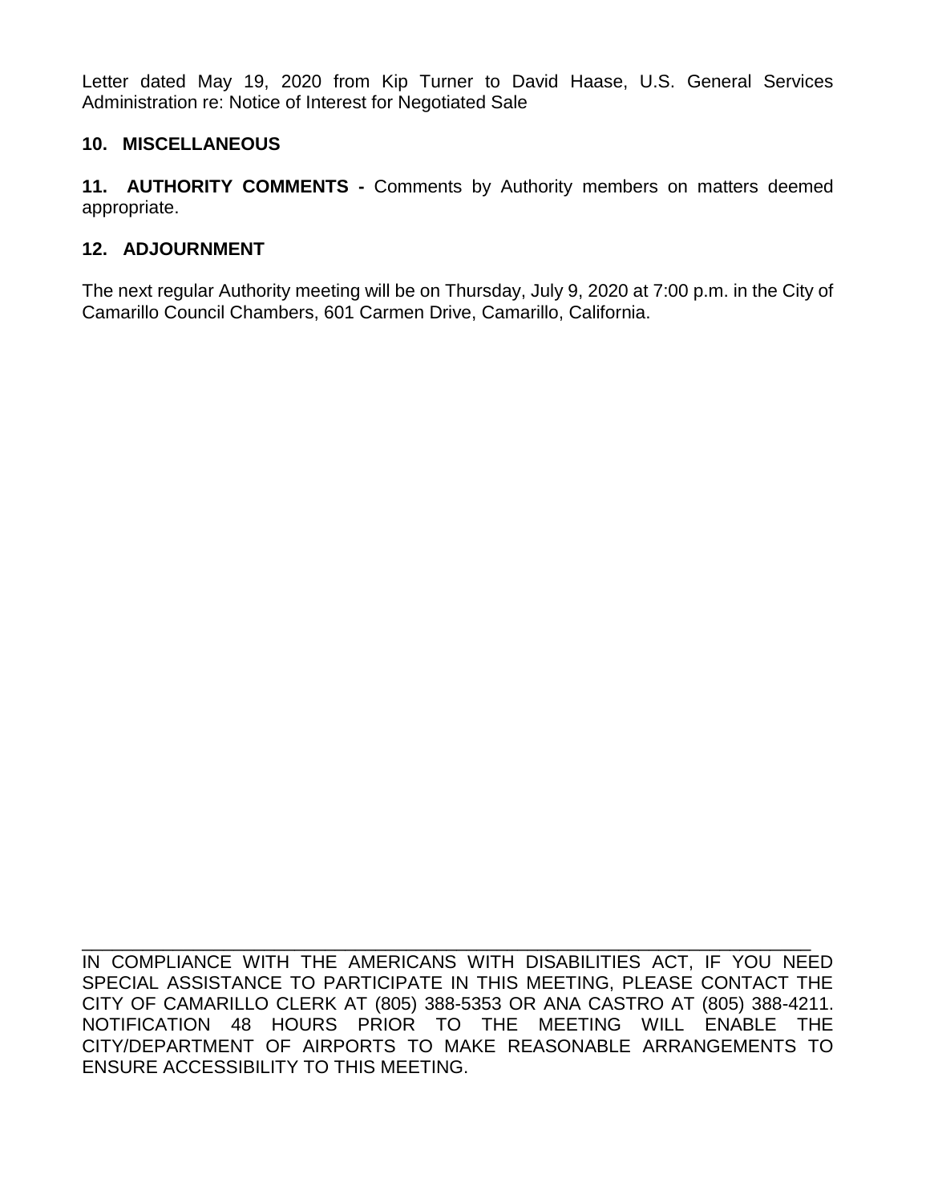Letter dated May 19, 2020 from Kip Turner to David Haase, U.S. General Services Administration re: Notice of Interest for Negotiated Sale

**10. MISCELLANEOUS**

**11. AUTHORITY COMMENTS -** Comments by Authority members on matters deemed appropriate.

**12. ADJOURNMENT**

The next regular Authority meeting will be on Thursday, July 9, 2020 at 7:00 p.m. in the City of Camarillo Council Chambers, 601 Carmen Drive, Camarillo, California.

---

IN COMPLIANCE WITH THE AMERICANS WITH DISABILITIES ACT, IF YOU NEED SPECIAL ASSISTANCE TO PARTICIPATE IN THIS MEETING, PLEASE CONTACT THE CITY OF CAMARILLO CLERK AT (805) 388-5353 OR ANA CASTRO AT (805) 388-4211. NOTIFICATION 48 HOURS PRIOR TO THE MEETING WILL ENABLE THE CITY/DEPARTMENT OF AIRPORTS TO MAKE REASONABLE ARRANGEMENTS TO ENSURE ACCESSIBILITY TO THIS MEETING.